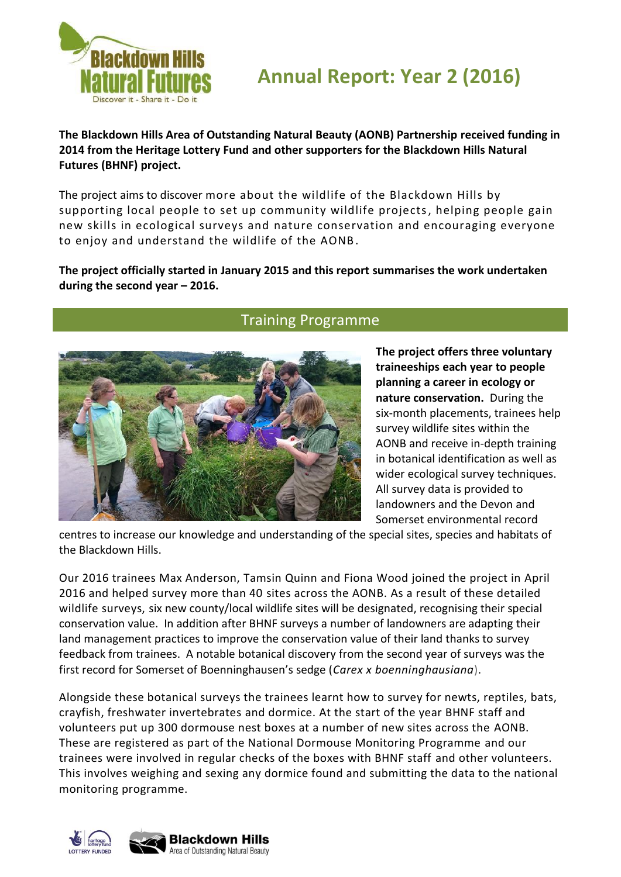# Annual Report: Year 2 (2016)

**The Blackdown Hills Area of Outstanding Natural Beauty (AONB) Partnership received funding in 2014 from the Heritage Lottery Fund and other supporters for the Blackdown Hills Natural Futures (BHNF) project.**

The project aims to discover more about the wildlife of the Blackdown Hills by supporting local people to set up community wildlife projects, helping people gain new skills in ecological surveys and nature conservation and encouraging everyone to enjoy and understand the wildlife of the AONB.

**The project officially started in January 2015 and this report summarises the work undertaken during the second year – 2016.**

## Training Programme

**The project offers three voluntary traineeships each year to people planning a career in ecology or nature conservation.** During the six-month placements, trainees help survey wildlife sites within the AONB and receive in-depth training in botanical identification as well as wider ecological survey techniques. All survey data is provided to landowners and the Devon and Somerset environmental record centres to increase our knowledge and understanding of the special sites, species and habitats of the Blackdown Hills.

Our 2016 trainees Max Anderson, Tamsin Quinn and Fiona Wood joined the project in April 2016 and helped survey more than 40 sites across the AONB. As a result of these detailed wildlife surveys, six new county/local wildlife sites will be designated, recognising their special conservation value. In addition after BHNF surveys a number of landowners are adapting their land management practices to improve the conservation value of their land thanks to survey feedback from trainees. A notable botanical discovery from the second year of surveys was the first record for Somerset of Boenninghausen's sedge (*Carex x boenninghausiana*).

Alongside these botanical surveys the trainees learnt how to survey for newts, reptiles, bats, crayfish, freshwater invertebrates and dormice. At the start of the year BHNF staff and volunteers put up 300 dormouse nest boxes at a number of new sites across the AONB. These are registered as part of the National Dormouse Monitoring Programme and our trainees were involved in regular checks of the boxes with BHNF staff and other volunteers. This involves weighing and sexing any dormice found and submitting the data to the national monitoring programme.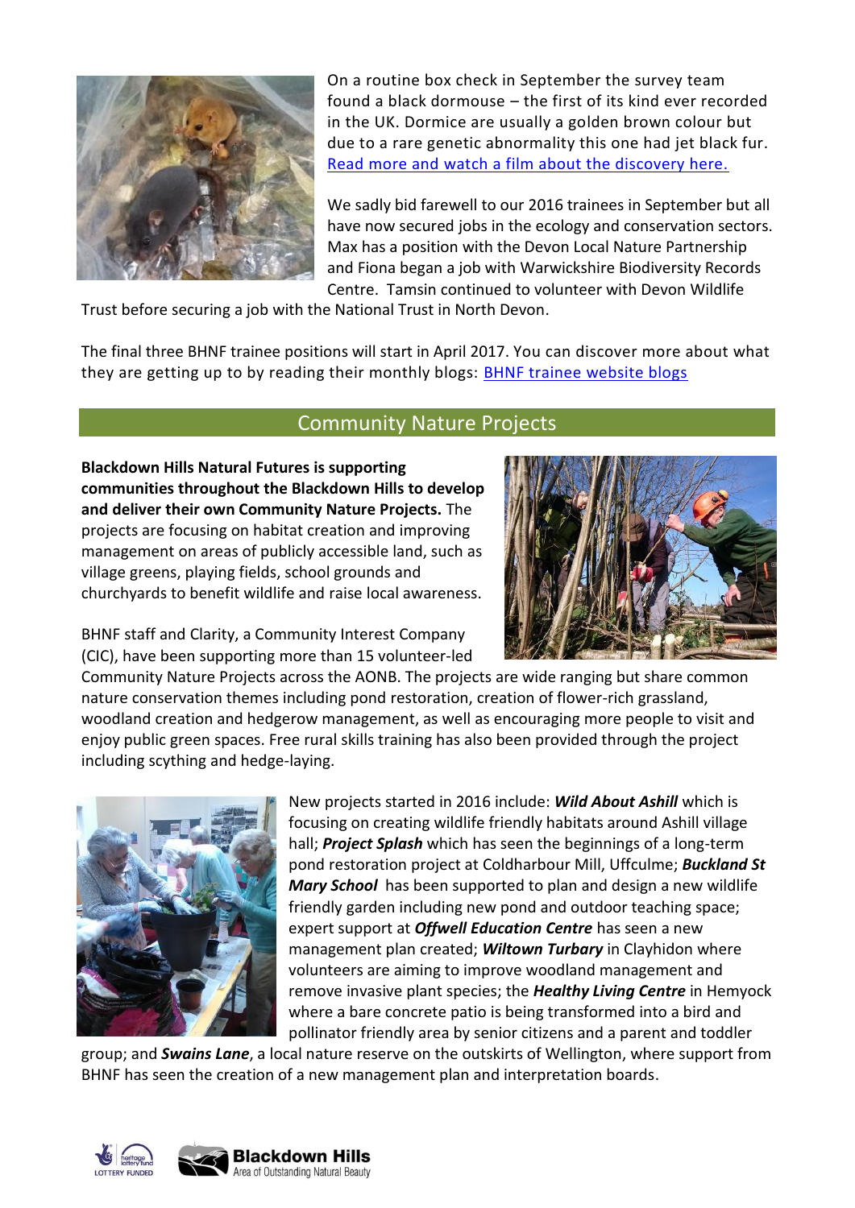On a routine box check in September the survey team found a black dormouse – the first of its kind ever recorded in the UK. Dormice are usually a golden brown colour but due to a rare genetic abnormality this one had jet black fur. [Read more and watch a film about the discovery here.]()

We sadly bid farewell to our 2016 trainees in September but all have now secured jobs in the ecology and conservation sectors. Max has a position with the Devon Local Nature Partnership and Fiona began a job with Warwickshire Biodiversity Records Centre. Tamsin continued to volunteer with Devon Wildlife Trust before securing a job with the National Trust in North Devon.

The final three BHNF trainee positions will start in April 2017. You can discover more about what they are getting up to by reading their monthly blogs: [BHNF trainee website blogs]()

## Community Nature Projects

**Blackdown Hills Natural Futures is supporting communities throughout the Blackdown Hills to develop and deliver their own Community Nature Projects.** The projects are focusing on habitat creation and improving management on areas of publicly accessible land, such as village greens, playing fields, school grounds and churchyards to benefit wildlife and raise local awareness.

BHNF staff and Clarity, a Community Interest Company (CIC), have been supporting more than 15 volunteer-led Community Nature Projects across the AONB. The projects are wide ranging but share common nature conservation themes including pond restoration, creation of flower-rich grassland, woodland creation and hedgerow management, as well as encouraging more people to visit and enjoy public green spaces. Free rural skills training has also been provided through the project including scything and hedge-laying.

New projects started in 2016 include: ***Wild About Ashill*** which is focusing on creating wildlife friendly habitats around Ashill village hall; ***Project Splash*** which has seen the beginnings of a long-term pond restoration project at Coldharbour Mill, Uffculme; ***Buckland St Mary School*** has been supported to plan and design a new wildlife friendly garden including new pond and outdoor teaching space; expert support at ***Offwell Education Centre*** has seen a new management plan created; ***Wiltown Turbary*** in Clayhidon where volunteers are aiming to improve woodland management and remove invasive plant species; the ***Healthy Living Centre*** in Hemyock where a bare concrete patio is being transformed into a bird and pollinator friendly area by senior citizens and a parent and toddler group; and ***Swains Lane***, a local nature reserve on the outskirts of Wellington, where support from BHNF has seen the creation of a new management plan and interpretation boards.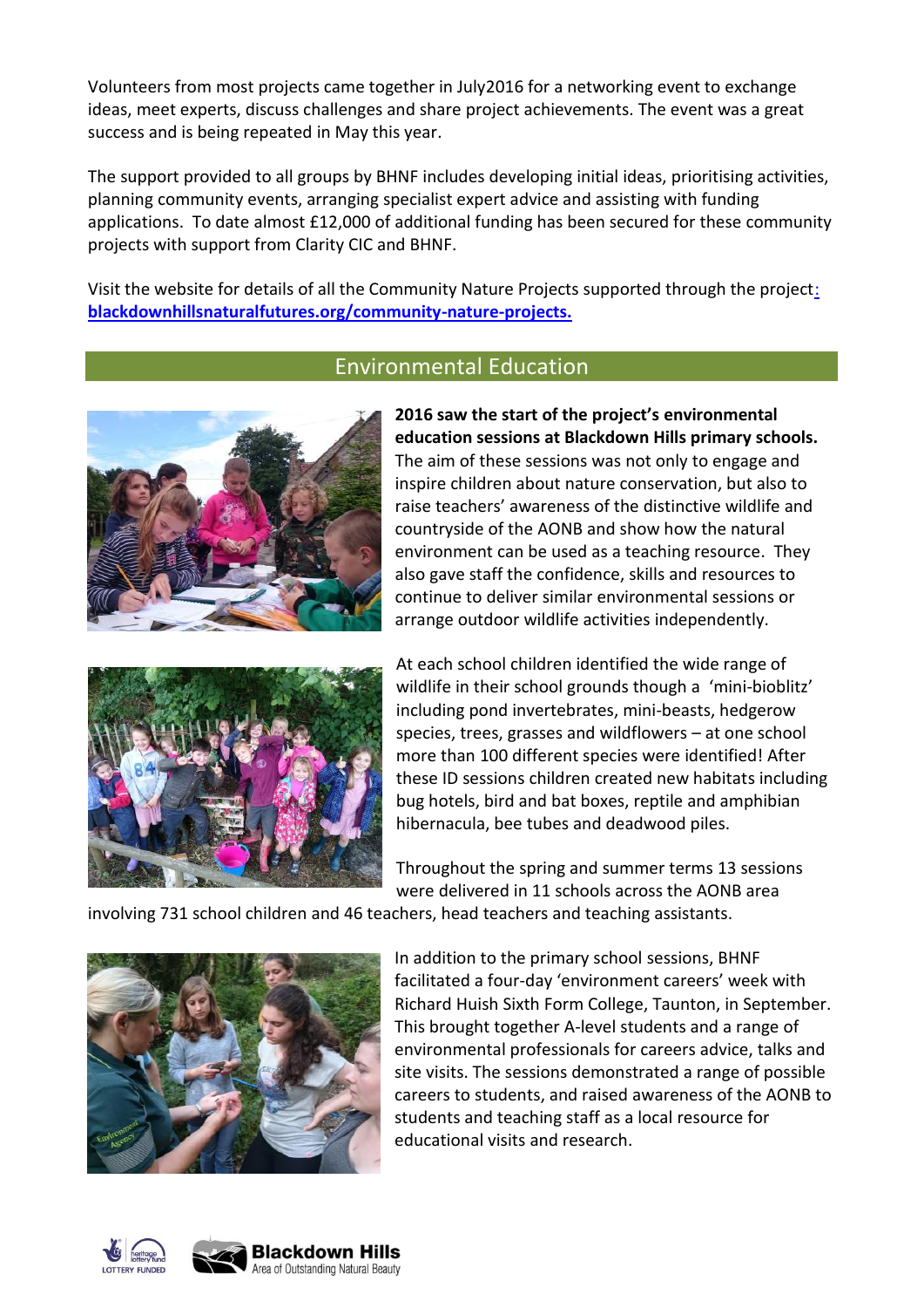Volunteers from most projects came together in July2016 for a networking event to exchange ideas, meet experts, discuss challenges and share project achievements. The event was a great success and is being repeated in May this year.

The support provided to all groups by BHNF includes developing initial ideas, prioritising activities, planning community events, arranging specialist expert advice and assisting with funding applications. To date almost £12,000 of additional funding has been secured for these community projects with support from Clarity CIC and BHNF.

Visit the website for details of all the Community Nature Projects supported through the project: **blackdownhillsnaturalfutures.org/community-nature-projects.**

## Environmental Education

**2016 saw the start of the project's environmental education sessions at Blackdown Hills primary schools.** The aim of these sessions was not only to engage and inspire children about nature conservation, but also to raise teachers' awareness of the distinctive wildlife and countryside of the AONB and show how the natural environment can be used as a teaching resource. They also gave staff the confidence, skills and resources to continue to deliver similar environmental sessions or arrange outdoor wildlife activities independently.

At each school children identified the wide range of wildlife in their school grounds though a 'mini-bioblitz' including pond invertebrates, mini-beasts, hedgerow species, trees, grasses and wildflowers – at one school more than 100 different species were identified! After these ID sessions children created new habitats including bug hotels, bird and bat boxes, reptile and amphibian hibernacula, bee tubes and deadwood piles.

Throughout the spring and summer terms 13 sessions were delivered in 11 schools across the AONB area involving 731 school children and 46 teachers, head teachers and teaching assistants.

In addition to the primary school sessions, BHNF facilitated a four-day 'environment careers' week with Richard Huish Sixth Form College, Taunton, in September. This brought together A-level students and a range of environmental professionals for careers advice, talks and site visits. The sessions demonstrated a range of possible careers to students, and raised awareness of the AONB to students and teaching staff as a local resource for educational visits and research.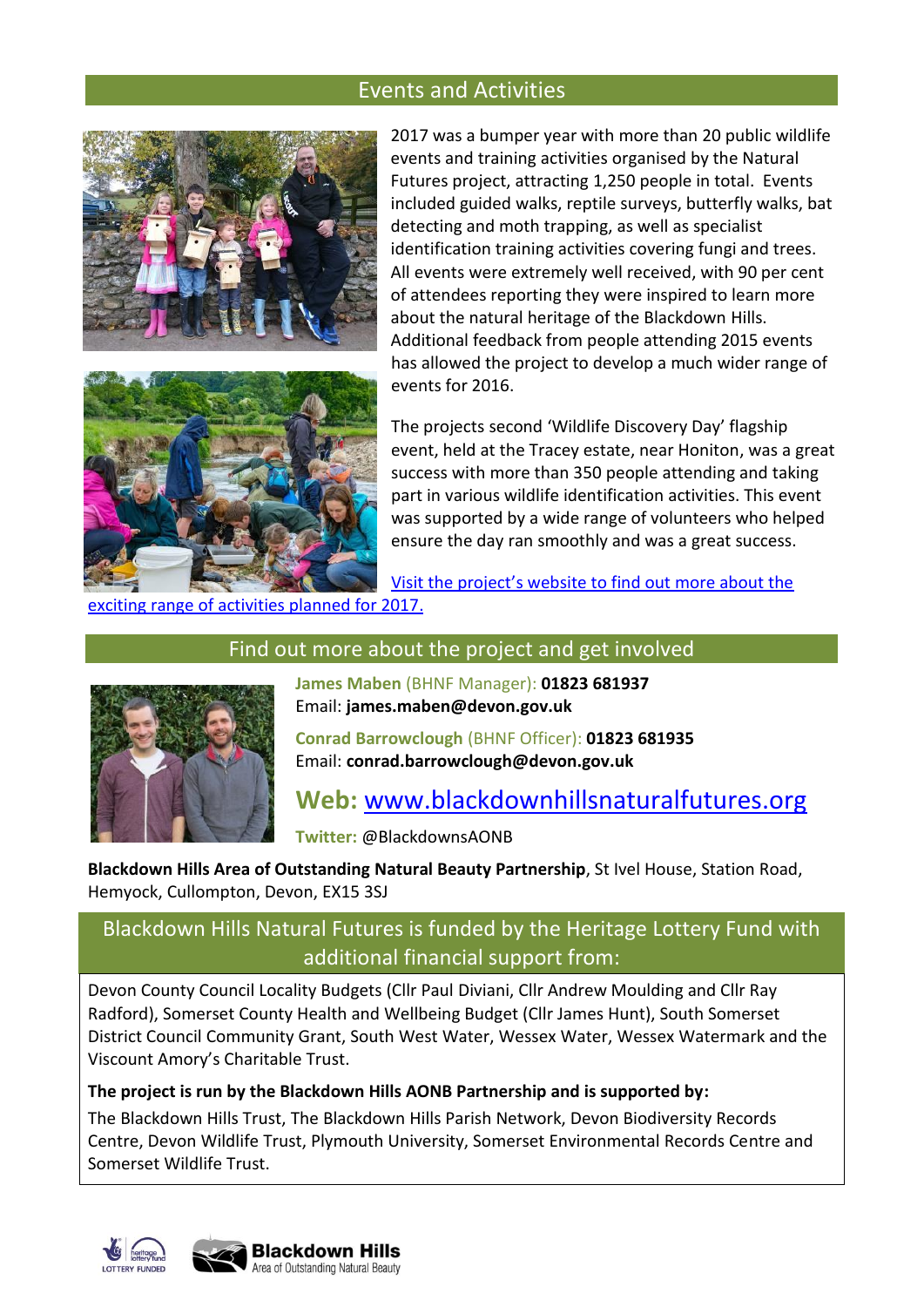## Events and Activities

2017 was a bumper year with more than 20 public wildlife events and training activities organised by the Natural Futures project, attracting 1,250 people in total. Events included guided walks, reptile surveys, butterfly walks, bat detecting and moth trapping, as well as specialist identification training activities covering fungi and trees. All events were extremely well received, with 90 per cent of attendees reporting they were inspired to learn more about the natural heritage of the Blackdown Hills. Additional feedback from people attending 2015 events has allowed the project to develop a much wider range of events for 2016.

The projects second 'Wildlife Discovery Day' flagship event, held at the Tracey estate, near Honiton, was a great success with more than 350 people attending and taking part in various wildlife identification activities. This event was supported by a wide range of volunteers who helped ensure the day ran smoothly and was a great success.

Visit the project's website to find out more about the exciting range of activities planned for 2017.

## Find out more about the project and get involved

**James Maben** (BHNF Manager): **01823 681937**
Email: **james.maben@devon.gov.uk**

**Conrad Barrowclough** (BHNF Officer): **01823 681935**
Email: **conrad.barrowclough@devon.gov.uk**

**Web:** www.blackdownhillsnaturalfutures.org

**Twitter:** @BlackdownsAONB

**Blackdown Hills Area of Outstanding Natural Beauty Partnership**, St Ivel House, Station Road, Hemyock, Cullompton, Devon, EX15 3SJ

## Blackdown Hills Natural Futures is funded by the Heritage Lottery Fund with additional financial support from:

Devon County Council Locality Budgets (Cllr Paul Diviani, Cllr Andrew Moulding and Cllr Ray Radford), Somerset County Health and Wellbeing Budget (Cllr James Hunt), South Somerset District Council Community Grant, South West Water, Wessex Water, Wessex Watermark and the Viscount Amory's Charitable Trust.

**The project is run by the Blackdown Hills AONB Partnership and is supported by:**

The Blackdown Hills Trust, The Blackdown Hills Parish Network, Devon Biodiversity Records Centre, Devon Wildlife Trust, Plymouth University, Somerset Environmental Records Centre and Somerset Wildlife Trust.